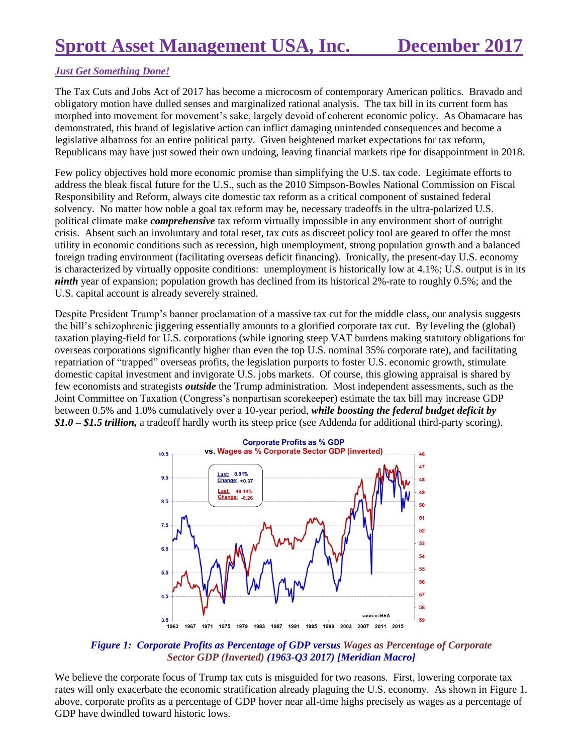# Sprott Asset Management USA, Inc. December 2017

## *Just Get Something Done!*

The Tax Cuts and Jobs Act of 2017 has become a microcosm of contemporary American politics. Bravado and obligatory motion have dulled senses and marginalized rational analysis. The tax bill in its current form has morphed into movement for movement's sake, largely devoid of coherent economic policy. As Obamacare has demonstrated, this brand of legislative action can inflict damaging unintended consequences and become a legislative albatross for an entire political party. Given heightened market expectations for tax reform, Republicans may have just sowed their own undoing, leaving financial markets ripe for disappointment in 2018.

Few policy objectives hold more economic promise than simplifying the U.S. tax code. Legitimate efforts to address the bleak fiscal future for the U.S., such as the 2010 Simpson-Bowles National Commission on Fiscal Responsibility and Reform, always cite domestic tax reform as a critical component of sustained federal solvency. No matter how noble a goal tax reform may be, necessary tradeoffs in the ultra-polarized U.S. political climate make ***comprehensive*** tax reform virtually impossible in any environment short of outright crisis. Absent such an involuntary and total reset, tax cuts as discreet policy tool are geared to offer the most utility in economic conditions such as recession, high unemployment, strong population growth and a balanced foreign trading environment (facilitating overseas deficit financing). Ironically, the present-day U.S. economy is characterized by virtually opposite conditions: unemployment is historically low at 4.1%; U.S. output is in its ***ninth*** year of expansion; population growth has declined from its historical 2%-rate to roughly 0.5%; and the U.S. capital account is already severely strained.

Despite President Trump's banner proclamation of a massive tax cut for the middle class, our analysis suggests the bill's schizophrenic jiggering essentially amounts to a glorified corporate tax cut. By leveling the (global) taxation playing-field for U.S. corporations (while ignoring steep VAT burdens making statutory obligations for overseas corporations significantly higher than even the top U.S. nominal 35% corporate rate), and facilitating repatriation of "trapped" overseas profits, the legislation purports to foster U.S. economic growth, stimulate domestic capital investment and invigorate U.S. jobs markets. Of course, this glowing appraisal is shared by few economists and strategists ***outside*** the Trump administration. Most independent assessments, such as the Joint Committee on Taxation (Congress's nonpartisan scorekeeper) estimate the tax bill may increase GDP between 0.5% and 1.0% cumulatively over a 10-year period, ***while boosting the federal budget deficit by $1.0 – $1.5 trillion,*** a tradeoff hardly worth its steep price (see Addenda for additional third-party scoring).

*Figure 1: Corporate Profits as Percentage of GDP versus Wages as Percentage of Corporate Sector GDP (Inverted) (1963-Q3 2017) [Meridian Macro]*

We believe the corporate focus of Trump tax cuts is misguided for two reasons. First, lowering corporate tax rates will only exacerbate the economic stratification already plaguing the U.S. economy. As shown in Figure 1, above, corporate profits as a percentage of GDP hover near all-time highs precisely as wages as a percentage of GDP have dwindled toward historic lows.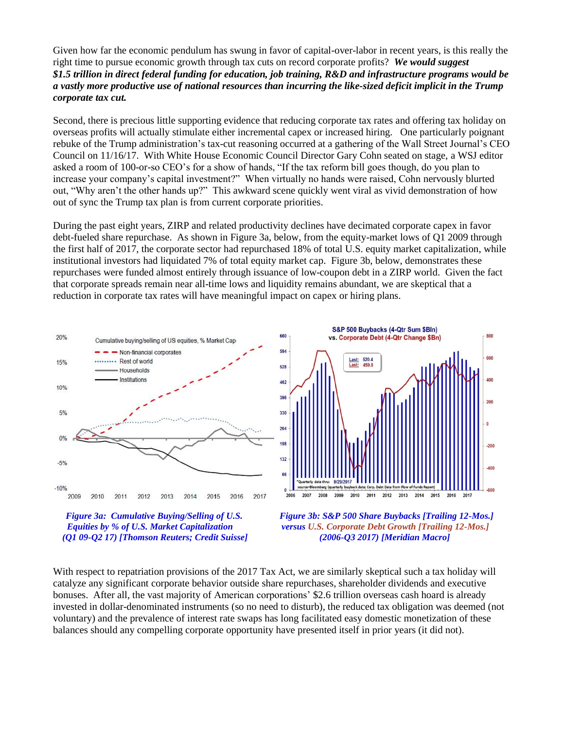Given how far the economic pendulum has swung in favor of capital-over-labor in recent years, is this really the right time to pursue economic growth through tax cuts on record corporate profits? ***We would suggest $1.5 trillion in direct federal funding for education, job training, R&D and infrastructure programs would be a vastly more productive use of national resources than incurring the like-sized deficit implicit in the Trump corporate tax cut.***

Second, there is precious little supporting evidence that reducing corporate tax rates and offering tax holiday on overseas profits will actually stimulate either incremental capex or increased hiring. One particularly poignant rebuke of the Trump administration's tax-cut reasoning occurred at a gathering of the Wall Street Journal's CEO Council on 11/16/17. With White House Economic Council Director Gary Cohn seated on stage, a WSJ editor asked a room of 100-or-so CEO's for a show of hands, "If the tax reform bill goes though, do you plan to increase your company's capital investment?" When virtually no hands were raised, Cohn nervously blurted out, "Why aren't the other hands up?" This awkward scene quickly went viral as vivid demonstration of how out of sync the Trump tax plan is from current corporate priorities.

During the past eight years, ZIRP and related productivity declines have decimated corporate capex in favor debt-fueled share repurchase. As shown in Figure 3a, below, from the equity-market lows of Q1 2009 through the first half of 2017, the corporate sector had repurchased 18% of total U.S. equity market capitalization, while institutional investors had liquidated 7% of total equity market cap. Figure 3b, below, demonstrates these repurchases were funded almost entirely through issuance of low-coupon debt in a ZIRP world. Given the fact that corporate spreads remain near all-time lows and liquidity remains abundant, we are skeptical that a reduction in corporate tax rates will have meaningful impact on capex or hiring plans.

*Figure 3a: Cumulative Buying/Selling of U.S. Equities by % of U.S. Market Capitalization (Q1 09-Q2 17) [Thomson Reuters; Credit Suisse]*

*Figure 3b: S&P 500 Share Buybacks [Trailing 12-Mos.] versus U.S. Corporate Debt Growth [Trailing 12-Mos.] (2006-Q3 2017) [Meridian Macro]*

With respect to repatriation provisions of the 2017 Tax Act, we are similarly skeptical such a tax holiday will catalyze any significant corporate behavior outside share repurchases, shareholder dividends and executive bonuses. After all, the vast majority of American corporations' $2.6 trillion overseas cash hoard is already invested in dollar-denominated instruments (so no need to disturb), the reduced tax obligation was deemed (not voluntary) and the prevalence of interest rate swaps has long facilitated easy domestic monetization of these balances should any compelling corporate opportunity have presented itself in prior years (it did not).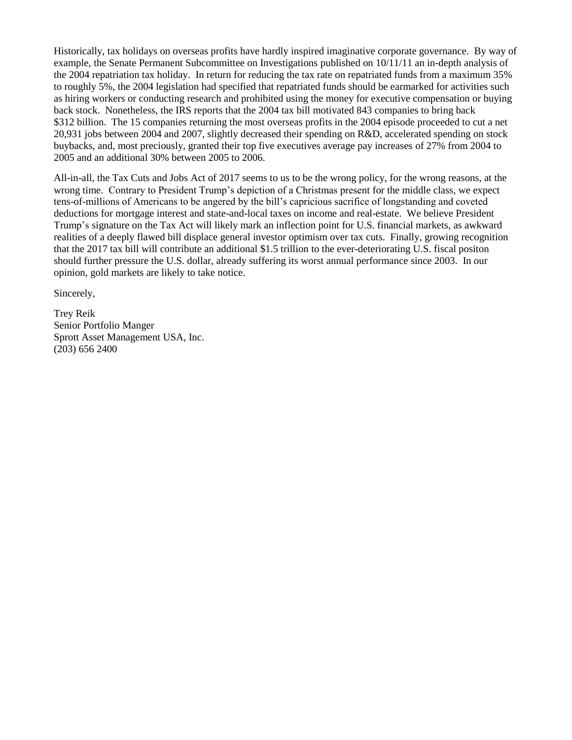Historically, tax holidays on overseas profits have hardly inspired imaginative corporate governance. By way of example, the Senate Permanent Subcommittee on Investigations published on 10/11/11 an in-depth analysis of the 2004 repatriation tax holiday. In return for reducing the tax rate on repatriated funds from a maximum 35% to roughly 5%, the 2004 legislation had specified that repatriated funds should be earmarked for activities such as hiring workers or conducting research and prohibited using the money for executive compensation or buying back stock. Nonetheless, the IRS reports that the 2004 tax bill motivated 843 companies to bring back $312 billion. The 15 companies returning the most overseas profits in the 2004 episode proceeded to cut a net 20,931 jobs between 2004 and 2007, slightly decreased their spending on R&D, accelerated spending on stock buybacks, and, most preciously, granted their top five executives average pay increases of 27% from 2004 to 2005 and an additional 30% between 2005 to 2006.

All-in-all, the Tax Cuts and Jobs Act of 2017 seems to us to be the wrong policy, for the wrong reasons, at the wrong time. Contrary to President Trump's depiction of a Christmas present for the middle class, we expect tens-of-millions of Americans to be angered by the bill's capricious sacrifice of longstanding and coveted deductions for mortgage interest and state-and-local taxes on income and real-estate. We believe President Trump's signature on the Tax Act will likely mark an inflection point for U.S. financial markets, as awkward realities of a deeply flawed bill displace general investor optimism over tax cuts. Finally, growing recognition that the 2017 tax bill will contribute an additional $1.5 trillion to the ever-deteriorating U.S. fiscal positon should further pressure the U.S. dollar, already suffering its worst annual performance since 2003. In our opinion, gold markets are likely to take notice.

Sincerely,

Trey Reik
Senior Portfolio Manger
Sprott Asset Management USA, Inc.
(203) 656 2400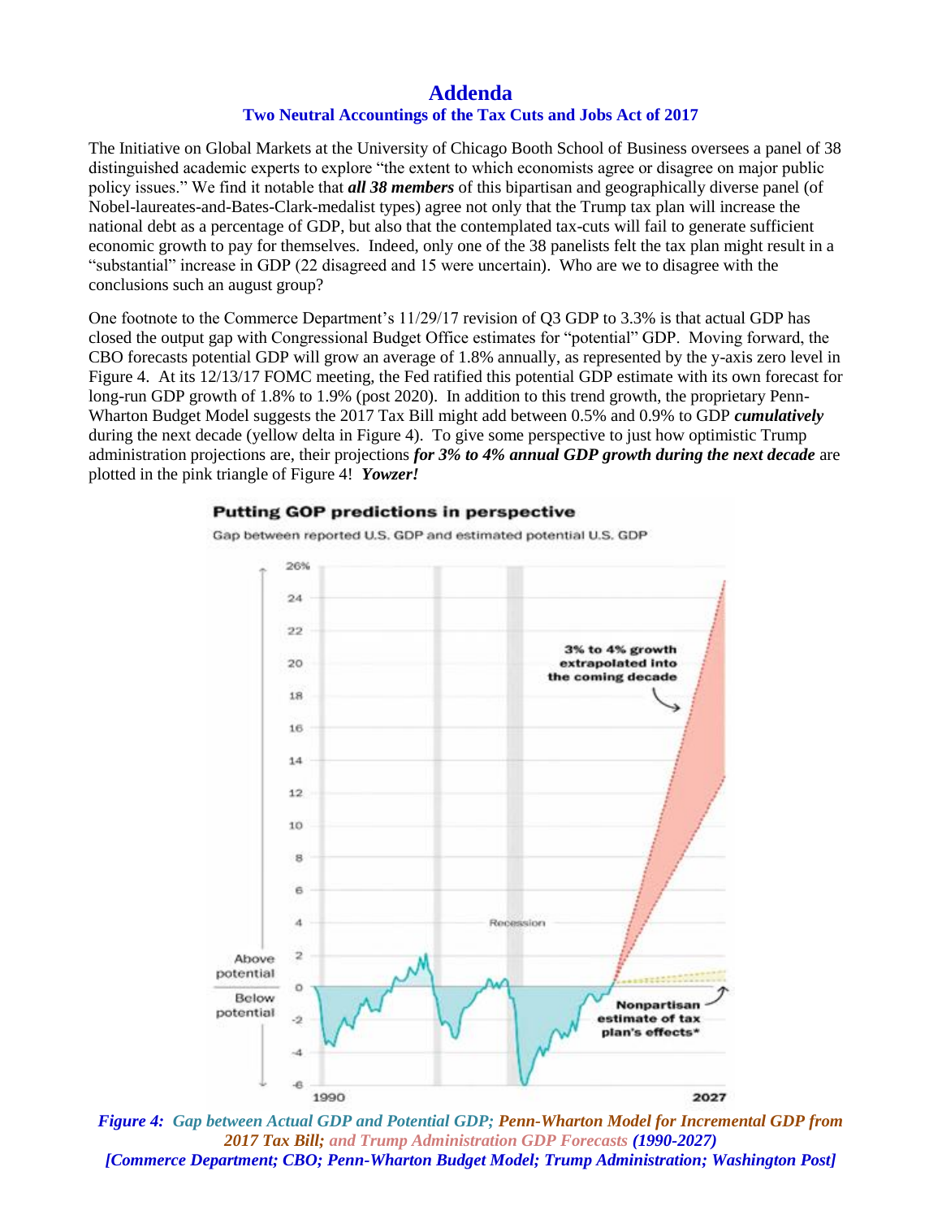# Addenda

## Two Neutral Accountings of the Tax Cuts and Jobs Act of 2017

The Initiative on Global Markets at the University of Chicago Booth School of Business oversees a panel of 38 distinguished academic experts to explore "the extent to which economists agree or disagree on major public policy issues." We find it notable that ***all 38 members*** of this bipartisan and geographically diverse panel (of Nobel-laureates-and-Bates-Clark-medalist types) agree not only that the Trump tax plan will increase the national debt as a percentage of GDP, but also that the contemplated tax-cuts will fail to generate sufficient economic growth to pay for themselves. Indeed, only one of the 38 panelists felt the tax plan might result in a "substantial" increase in GDP (22 disagreed and 15 were uncertain). Who are we to disagree with the conclusions such an august group?

One footnote to the Commerce Department's 11/29/17 revision of Q3 GDP to 3.3% is that actual GDP has closed the output gap with Congressional Budget Office estimates for "potential" GDP. Moving forward, the CBO forecasts potential GDP will grow an average of 1.8% annually, as represented by the y-axis zero level in Figure 4. At its 12/13/17 FOMC meeting, the Fed ratified this potential GDP estimate with its own forecast for long-run GDP growth of 1.8% to 1.9% (post 2020). In addition to this trend growth, the proprietary Penn-Wharton Budget Model suggests the 2017 Tax Bill might add between 0.5% and 0.9% to GDP ***cumulatively*** during the next decade (yellow delta in Figure 4). To give some perspective to just how optimistic Trump administration projections are, their projections ***for 3% to 4% annual GDP growth during the next decade*** are plotted in the pink triangle of Figure 4! ***Yowzer!***

***Figure 4: Gap between Actual GDP and Potential GDP; Penn-Wharton Model for Incremental GDP from 2017 Tax Bill; and Trump Administration GDP Forecasts (1990-2027)***
***[Commerce Department; CBO; Penn-Wharton Budget Model; Trump Administration; Washington Post]***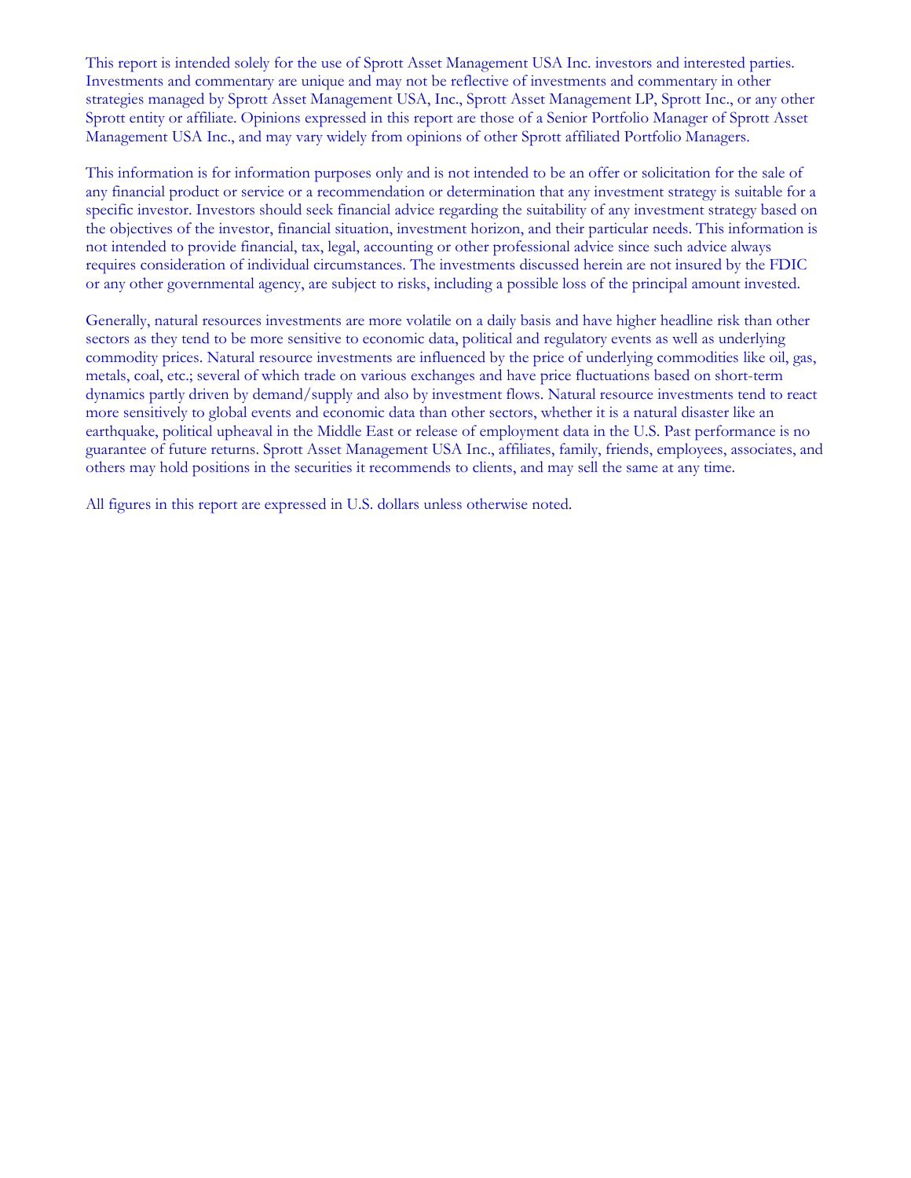This report is intended solely for the use of Sprott Asset Management USA Inc. investors and interested parties. Investments and commentary are unique and may not be reflective of investments and commentary in other strategies managed by Sprott Asset Management USA, Inc., Sprott Asset Management LP, Sprott Inc., or any other Sprott entity or affiliate. Opinions expressed in this report are those of a Senior Portfolio Manager of Sprott Asset Management USA Inc., and may vary widely from opinions of other Sprott affiliated Portfolio Managers.

This information is for information purposes only and is not intended to be an offer or solicitation for the sale of any financial product or service or a recommendation or determination that any investment strategy is suitable for a specific investor. Investors should seek financial advice regarding the suitability of any investment strategy based on the objectives of the investor, financial situation, investment horizon, and their particular needs. This information is not intended to provide financial, tax, legal, accounting or other professional advice since such advice always requires consideration of individual circumstances. The investments discussed herein are not insured by the FDIC or any other governmental agency, are subject to risks, including a possible loss of the principal amount invested.

Generally, natural resources investments are more volatile on a daily basis and have higher headline risk than other sectors as they tend to be more sensitive to economic data, political and regulatory events as well as underlying commodity prices. Natural resource investments are influenced by the price of underlying commodities like oil, gas, metals, coal, etc.; several of which trade on various exchanges and have price fluctuations based on short-term dynamics partly driven by demand/supply and also by investment flows. Natural resource investments tend to react more sensitively to global events and economic data than other sectors, whether it is a natural disaster like an earthquake, political upheaval in the Middle East or release of employment data in the U.S. Past performance is no guarantee of future returns. Sprott Asset Management USA Inc., affiliates, family, friends, employees, associates, and others may hold positions in the securities it recommends to clients, and may sell the same at any time.

All figures in this report are expressed in U.S. dollars unless otherwise noted.